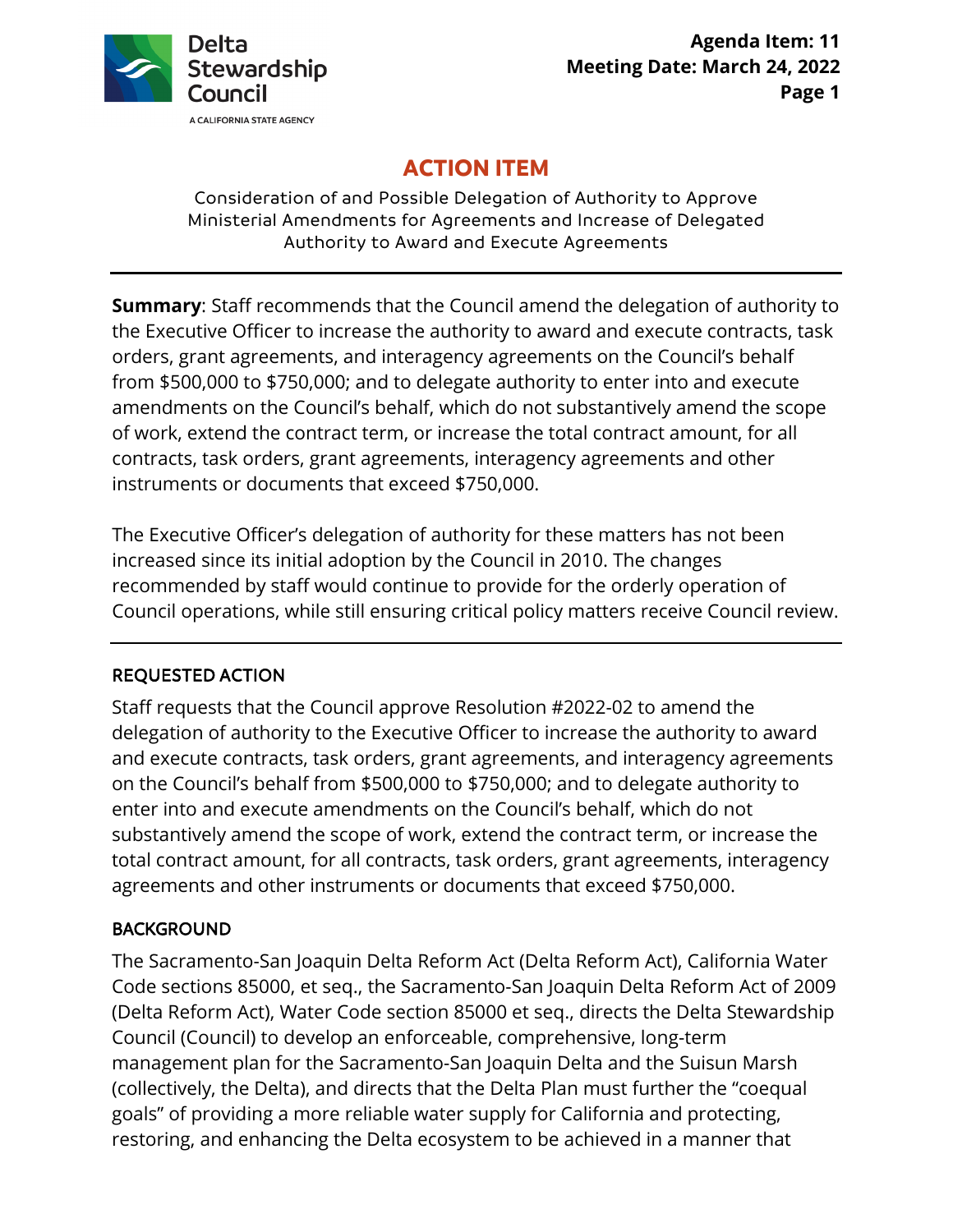# ACTION ITEM

Consideration of and Possible Delegation of Authority to Approve Ministerial Amendments for Agreements and Increase of Delegated Authority to Award and Execute Agreements

---

**Summary**: Staff recommends that the Council amend the delegation of authority to the Executive Officer to increase the authority to award and execute contracts, task orders, grant agreements, and interagency agreements on the Council's behalf from $500,000 to $750,000; and to delegate authority to enter into and execute amendments on the Council's behalf, which do not substantively amend the scope of work, extend the contract term, or increase the total contract amount, for all contracts, task orders, grant agreements, interagency agreements and other instruments or documents that exceed $750,000.

The Executive Officer's delegation of authority for these matters has not been increased since its initial adoption by the Council in 2010. The changes recommended by staff would continue to provide for the orderly operation of Council operations, while still ensuring critical policy matters receive Council review.

---

## REQUESTED ACTION

Staff requests that the Council approve Resolution #2022-02 to amend the delegation of authority to the Executive Officer to increase the authority to award and execute contracts, task orders, grant agreements, and interagency agreements on the Council's behalf from $500,000 to $750,000; and to delegate authority to enter into and execute amendments on the Council's behalf, which do not substantively amend the scope of work, extend the contract term, or increase the total contract amount, for all contracts, task orders, grant agreements, interagency agreements and other instruments or documents that exceed $750,000.

## BACKGROUND

The Sacramento-San Joaquin Delta Reform Act (Delta Reform Act), California Water Code sections 85000, et seq., the Sacramento-San Joaquin Delta Reform Act of 2009 (Delta Reform Act), Water Code section 85000 et seq., directs the Delta Stewardship Council (Council) to develop an enforceable, comprehensive, long-term management plan for the Sacramento-San Joaquin Delta and the Suisun Marsh (collectively, the Delta), and directs that the Delta Plan must further the "coequal goals" of providing a more reliable water supply for California and protecting, restoring, and enhancing the Delta ecosystem to be achieved in a manner that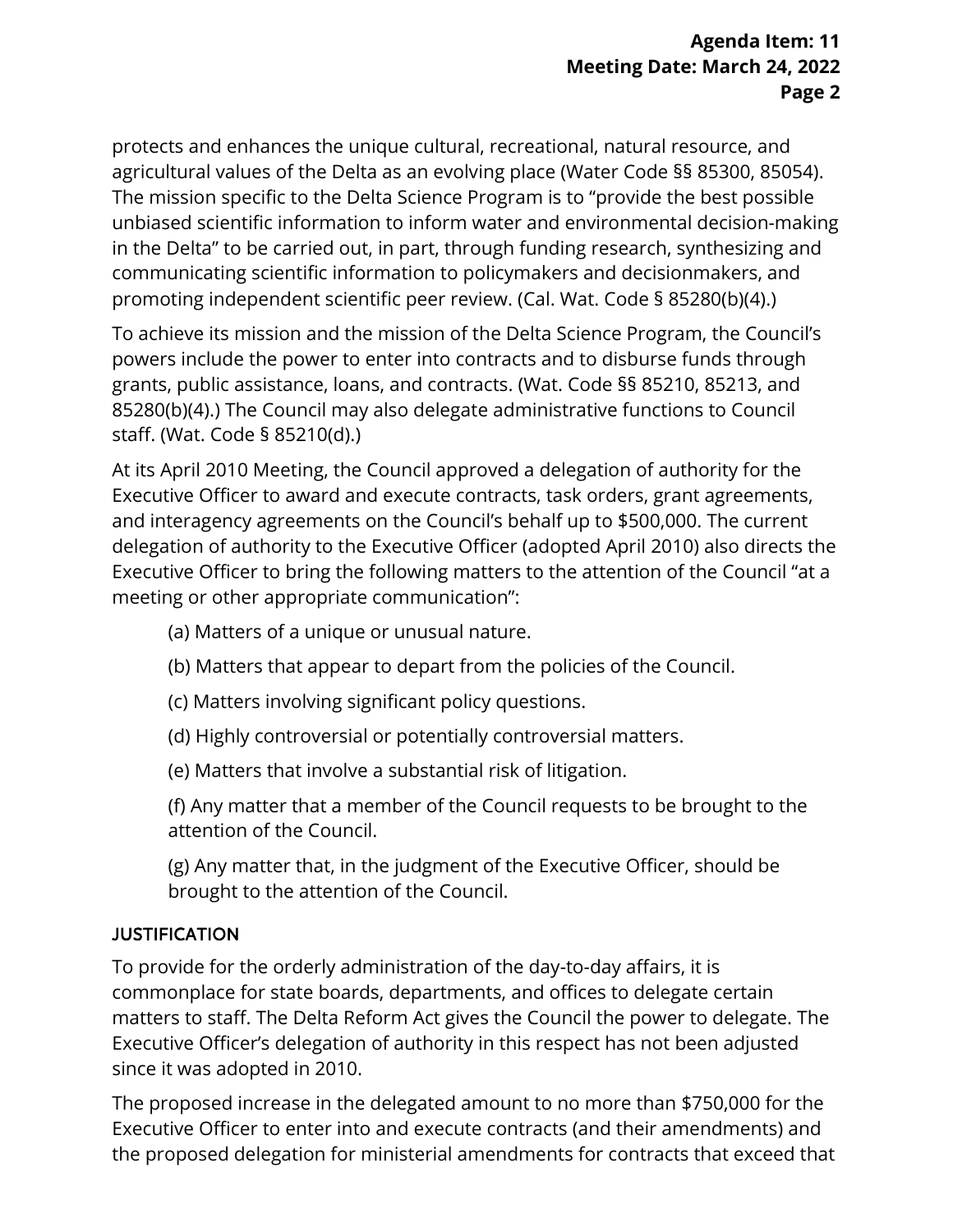protects and enhances the unique cultural, recreational, natural resource, and agricultural values of the Delta as an evolving place (Water Code §§ 85300, 85054). The mission specific to the Delta Science Program is to "provide the best possible unbiased scientific information to inform water and environmental decision-making in the Delta" to be carried out, in part, through funding research, synthesizing and communicating scientific information to policymakers and decisionmakers, and promoting independent scientific peer review. (Cal. Wat. Code § 85280(b)(4).)

To achieve its mission and the mission of the Delta Science Program, the Council's powers include the power to enter into contracts and to disburse funds through grants, public assistance, loans, and contracts. (Wat. Code §§ 85210, 85213, and 85280(b)(4).) The Council may also delegate administrative functions to Council staff. (Wat. Code § 85210(d).)

At its April 2010 Meeting, the Council approved a delegation of authority for the Executive Officer to award and execute contracts, task orders, grant agreements, and interagency agreements on the Council's behalf up to $500,000. The current delegation of authority to the Executive Officer (adopted April 2010) also directs the Executive Officer to bring the following matters to the attention of the Council "at a meeting or other appropriate communication":

(a) Matters of a unique or unusual nature.

(b) Matters that appear to depart from the policies of the Council.

(c) Matters involving significant policy questions.

(d) Highly controversial or potentially controversial matters.

(e) Matters that involve a substantial risk of litigation.

(f) Any matter that a member of the Council requests to be brought to the attention of the Council.

(g) Any matter that, in the judgment of the Executive Officer, should be brought to the attention of the Council.

## JUSTIFICATION

To provide for the orderly administration of the day-to-day affairs, it is commonplace for state boards, departments, and offices to delegate certain matters to staff. The Delta Reform Act gives the Council the power to delegate. The Executive Officer's delegation of authority in this respect has not been adjusted since it was adopted in 2010.

The proposed increase in the delegated amount to no more than $750,000 for the Executive Officer to enter into and execute contracts (and their amendments) and the proposed delegation for ministerial amendments for contracts that exceed that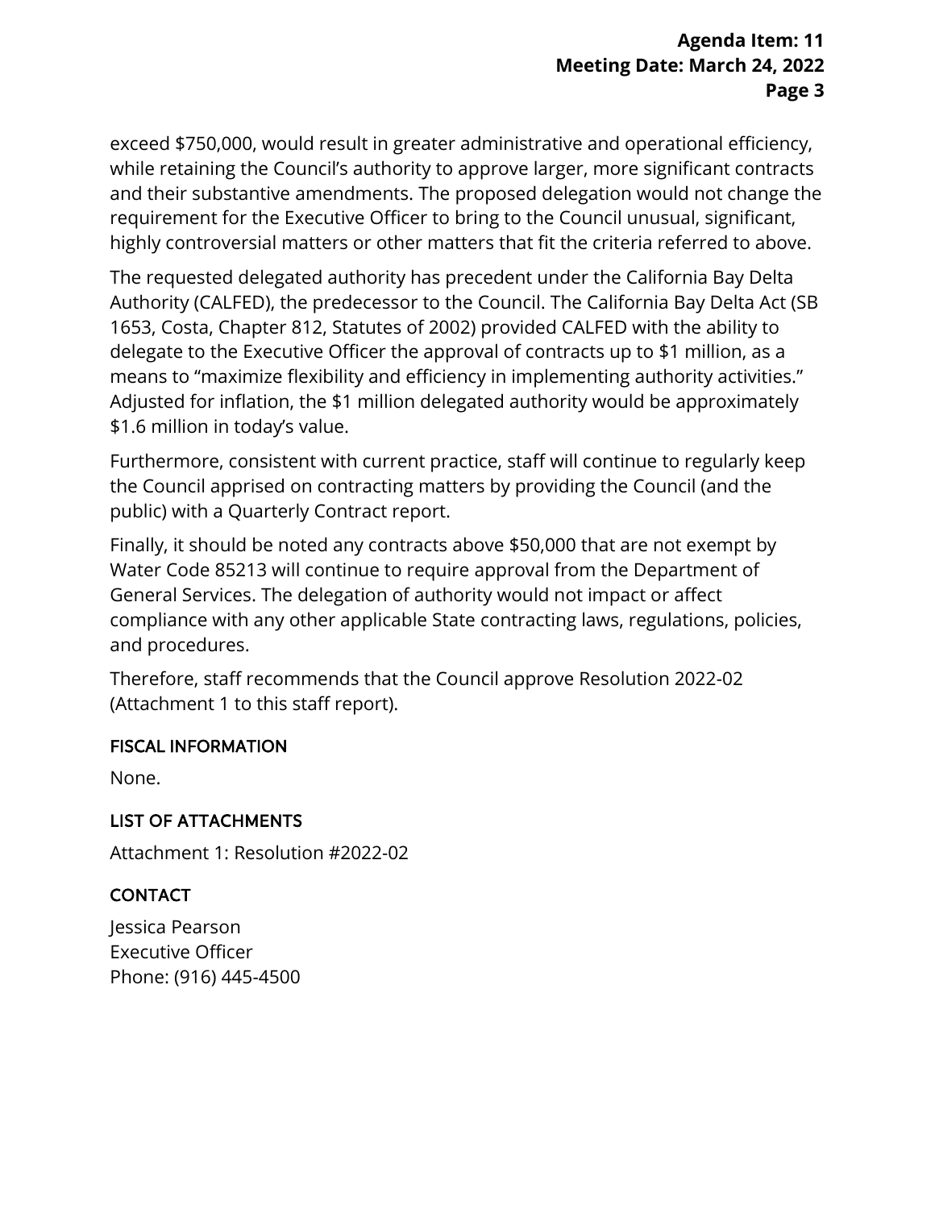exceed $750,000, would result in greater administrative and operational efficiency, while retaining the Council's authority to approve larger, more significant contracts and their substantive amendments. The proposed delegation would not change the requirement for the Executive Officer to bring to the Council unusual, significant, highly controversial matters or other matters that fit the criteria referred to above.

The requested delegated authority has precedent under the California Bay Delta Authority (CALFED), the predecessor to the Council. The California Bay Delta Act (SB 1653, Costa, Chapter 812, Statutes of 2002) provided CALFED with the ability to delegate to the Executive Officer the approval of contracts up to $1 million, as a means to "maximize flexibility and efficiency in implementing authority activities." Adjusted for inflation, the $1 million delegated authority would be approximately $1.6 million in today's value.

Furthermore, consistent with current practice, staff will continue to regularly keep the Council apprised on contracting matters by providing the Council (and the public) with a Quarterly Contract report.

Finally, it should be noted any contracts above $50,000 that are not exempt by Water Code 85213 will continue to require approval from the Department of General Services. The delegation of authority would not impact or affect compliance with any other applicable State contracting laws, regulations, policies, and procedures.

Therefore, staff recommends that the Council approve Resolution 2022-02 (Attachment 1 to this staff report).

## FISCAL INFORMATION

None.

## LIST OF ATTACHMENTS

Attachment 1: Resolution #2022-02

## CONTACT

Jessica Pearson
Executive Officer
Phone: (916) 445-4500